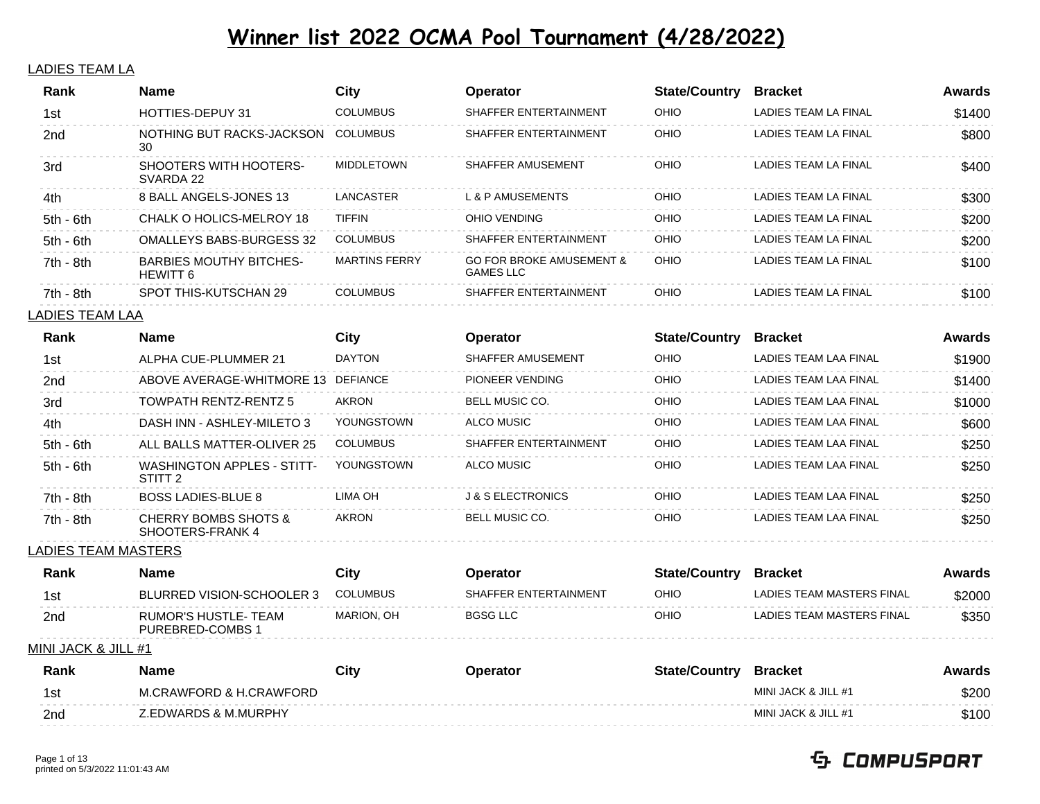# Winner list 2022 OCMA Pool Tournament (4/28/2022)

## LADIES TEAM LA

| Rank | Name | City | Operator | State/Country | Bracket | Awards |
|---|---|---|---|---|---|---|
| 1st | HOTTIES-DEPUY 31 | COLUMBUS | SHAFFER ENTERTAINMENT | OHIO | LADIES TEAM LA FINAL | $1400 |
| 2nd | NOTHING BUT RACKS-JACKSON 30 | COLUMBUS | SHAFFER ENTERTAINMENT | OHIO | LADIES TEAM LA FINAL | $800 |
| 3rd | SHOOTERS WITH HOOTERS-SVARDA 22 | MIDDLETOWN | SHAFFER AMUSEMENT | OHIO | LADIES TEAM LA FINAL | $400 |
| 4th | 8 BALL ANGELS-JONES 13 | LANCASTER | L & P AMUSEMENTS | OHIO | LADIES TEAM LA FINAL | $300 |
| 5th - 6th | CHALK O HOLICS-MELROY 18 | TIFFIN | OHIO VENDING | OHIO | LADIES TEAM LA FINAL | $200 |
| 5th - 6th | OMALLEYS BABS-BURGESS 32 | COLUMBUS | SHAFFER ENTERTAINMENT | OHIO | LADIES TEAM LA FINAL | $200 |
| 7th - 8th | BARBIES MOUTHY BITCHES-HEWITT 6 | MARTINS FERRY | GO FOR BROKE AMUSEMENT & GAMES LLC | OHIO | LADIES TEAM LA FINAL | $100 |
| 7th - 8th | SPOT THIS-KUTSCHAN 29 | COLUMBUS | SHAFFER ENTERTAINMENT | OHIO | LADIES TEAM LA FINAL | $100 |

## LADIES TEAM LAA

| Rank | Name | City | Operator | State/Country | Bracket | Awards |
|---|---|---|---|---|---|---|
| 1st | ALPHA CUE-PLUMMER 21 | DAYTON | SHAFFER AMUSEMENT | OHIO | LADIES TEAM LAA FINAL | $1900 |
| 2nd | ABOVE AVERAGE-WHITMORE 13 | DEFIANCE | PIONEER VENDING | OHIO | LADIES TEAM LAA FINAL | $1400 |
| 3rd | TOWPATH RENTZ-RENTZ 5 | AKRON | BELL MUSIC CO. | OHIO | LADIES TEAM LAA FINAL | $1000 |
| 4th | DASH INN - ASHLEY-MILETO 3 | YOUNGSTOWN | ALCO MUSIC | OHIO | LADIES TEAM LAA FINAL | $600 |
| 5th - 6th | ALL BALLS MATTER-OLIVER 25 | COLUMBUS | SHAFFER ENTERTAINMENT | OHIO | LADIES TEAM LAA FINAL | $250 |
| 5th - 6th | WASHINGTON APPLES - STITT-STITT 2 | YOUNGSTOWN | ALCO MUSIC | OHIO | LADIES TEAM LAA FINAL | $250 |
| 7th - 8th | BOSS LADIES-BLUE 8 | LIMA OH | J & S ELECTRONICS | OHIO | LADIES TEAM LAA FINAL | $250 |
| 7th - 8th | CHERRY BOMBS SHOTS & SHOOTERS-FRANK 4 | AKRON | BELL MUSIC CO. | OHIO | LADIES TEAM LAA FINAL | $250 |

## LADIES TEAM MASTERS

| Rank | Name | City | Operator | State/Country | Bracket | Awards |
|---|---|---|---|---|---|---|
| 1st | BLURRED VISION-SCHOOLER 3 | COLUMBUS | SHAFFER ENTERTAINMENT | OHIO | LADIES TEAM MASTERS FINAL | $2000 |
| 2nd | RUMOR'S HUSTLE- TEAM PUREBRED-COMBS 1 | MARION, OH | BGSG LLC | OHIO | LADIES TEAM MASTERS FINAL | $350 |

## MINI JACK & JILL #1

| Rank | Name | City | Operator | State/Country | Bracket | Awards |
|---|---|---|---|---|---|---|
| 1st | M.CRAWFORD & H.CRAWFORD | | | | MINI JACK & JILL #1 | $200 |
| 2nd | Z.EDWARDS & M.MURPHY | | | | MINI JACK & JILL #1 | $100 |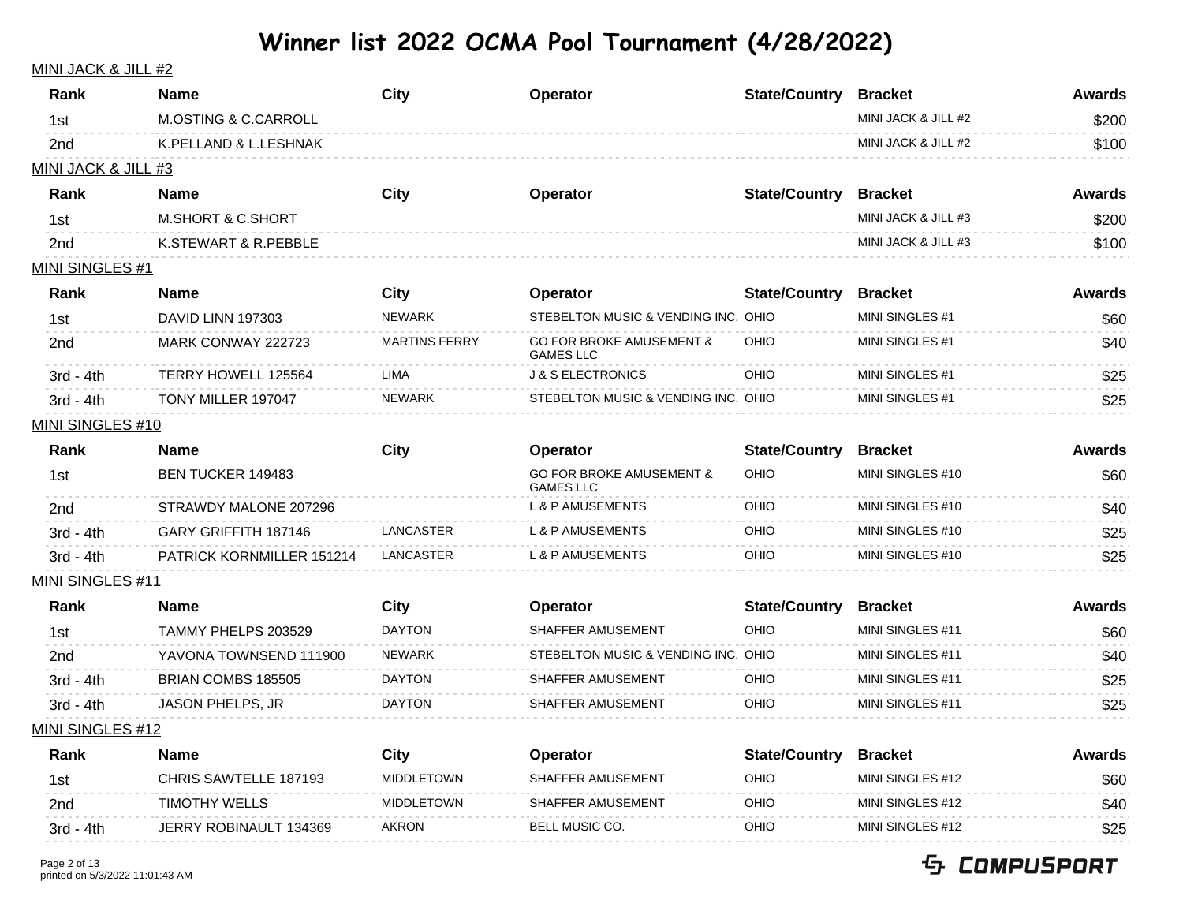# Winner list 2022 OCMA Pool Tournament (4/28/2022)

MINI JACK & JILL #2

| Rank | Name | City | Operator | State/Country | Bracket | Awards |
|---|---|---|---|---|---|---|
| 1st | M.OSTING & C.CARROLL | | | | MINI JACK & JILL #2 | $200 |
| 2nd | K.PELLAND & L.LESHNAK | | | | MINI JACK & JILL #2 | $100 |

MINI JACK & JILL #3

| Rank | Name | City | Operator | State/Country | Bracket | Awards |
|---|---|---|---|---|---|---|
| 1st | M.SHORT & C.SHORT | | | | MINI JACK & JILL #3 | $200 |
| 2nd | K.STEWART & R.PEBBLE | | | | MINI JACK & JILL #3 | $100 |

MINI SINGLES #1

| Rank | Name | City | Operator | State/Country | Bracket | Awards |
|---|---|---|---|---|---|---|
| 1st | DAVID LINN 197303 | NEWARK | STEBELTON MUSIC & VENDING INC. | OHIO | MINI SINGLES #1 | $60 |
| 2nd | MARK CONWAY 222723 | MARTINS FERRY | GO FOR BROKE AMUSEMENT & GAMES LLC | OHIO | MINI SINGLES #1 | $40 |
| 3rd - 4th | TERRY HOWELL 125564 | LIMA | J & S ELECTRONICS | OHIO | MINI SINGLES #1 | $25 |
| 3rd - 4th | TONY MILLER 197047 | NEWARK | STEBELTON MUSIC & VENDING INC. | OHIO | MINI SINGLES #1 | $25 |

MINI SINGLES #10

| Rank | Name | City | Operator | State/Country | Bracket | Awards |
|---|---|---|---|---|---|---|
| 1st | BEN TUCKER 149483 | | GO FOR BROKE AMUSEMENT & GAMES LLC | OHIO | MINI SINGLES #10 | $60 |
| 2nd | STRAWDY MALONE 207296 | | L & P AMUSEMENTS | OHIO | MINI SINGLES #10 | $40 |
| 3rd - 4th | GARY GRIFFITH 187146 | LANCASTER | L & P AMUSEMENTS | OHIO | MINI SINGLES #10 | $25 |
| 3rd - 4th | PATRICK KORNMILLER 151214 | LANCASTER | L & P AMUSEMENTS | OHIO | MINI SINGLES #10 | $25 |

MINI SINGLES #11

| Rank | Name | City | Operator | State/Country | Bracket | Awards |
|---|---|---|---|---|---|---|
| 1st | TAMMY PHELPS 203529 | DAYTON | SHAFFER AMUSEMENT | OHIO | MINI SINGLES #11 | $60 |
| 2nd | YAVONA TOWNSEND 111900 | NEWARK | STEBELTON MUSIC & VENDING INC. | OHIO | MINI SINGLES #11 | $40 |
| 3rd - 4th | BRIAN COMBS 185505 | DAYTON | SHAFFER AMUSEMENT | OHIO | MINI SINGLES #11 | $25 |
| 3rd - 4th | JASON PHELPS, JR | DAYTON | SHAFFER AMUSEMENT | OHIO | MINI SINGLES #11 | $25 |

MINI SINGLES #12

| Rank | Name | City | Operator | State/Country | Bracket | Awards |
|---|---|---|---|---|---|---|
| 1st | CHRIS SAWTELLE 187193 | MIDDLETOWN | SHAFFER AMUSEMENT | OHIO | MINI SINGLES #12 | $60 |
| 2nd | TIMOTHY WELLS | MIDDLETOWN | SHAFFER AMUSEMENT | OHIO | MINI SINGLES #12 | $40 |
| 3rd - 4th | JERRY ROBINAULT 134369 | AKRON | BELL MUSIC CO. | OHIO | MINI SINGLES #12 | $25 |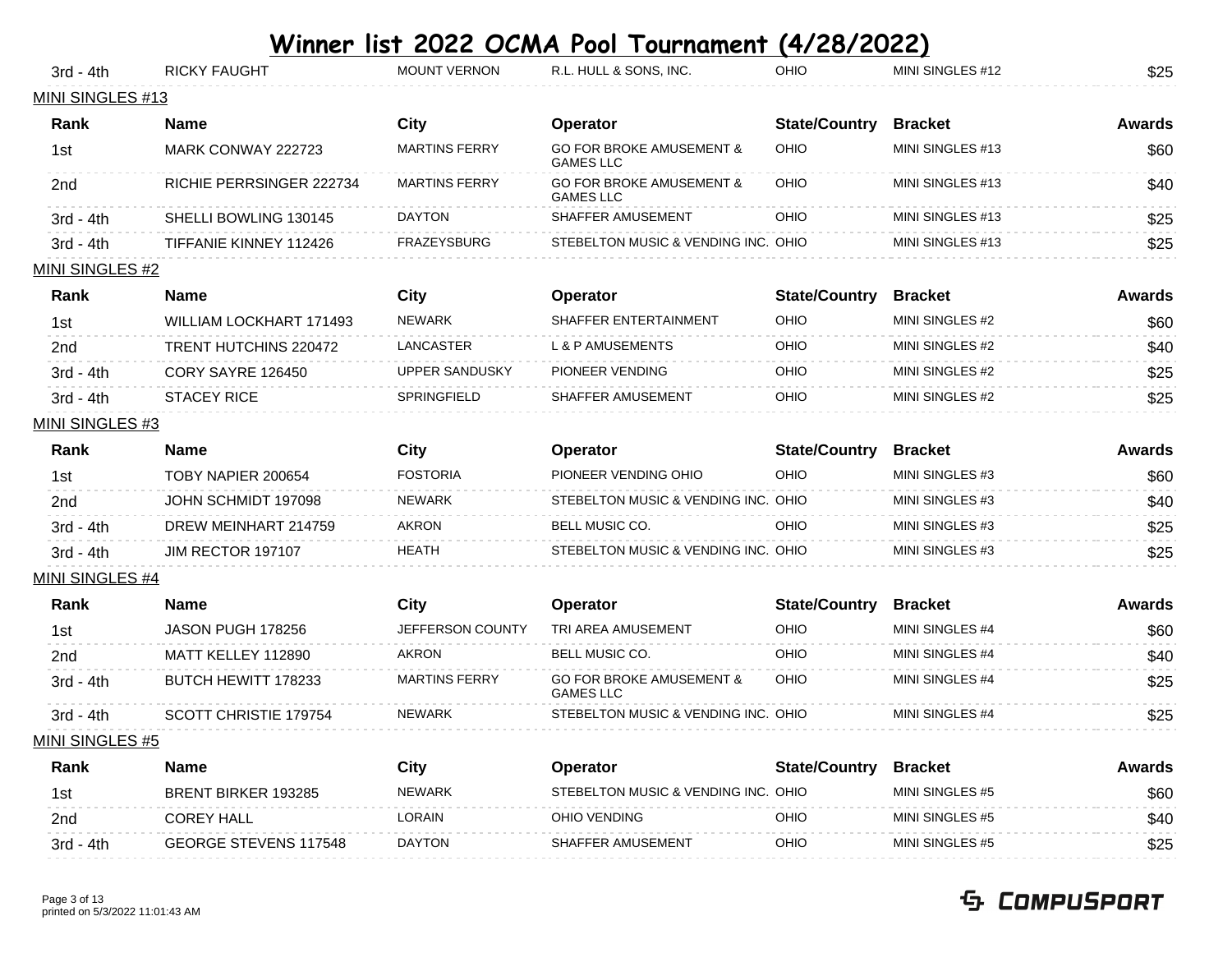# Winner list 2022 OCMA Pool Tournament (4/28/2022)

| Rank | Name | City | Operator | State/Country | Bracket | Awards |
|---|---|---|---|---|---|---|
| 3rd - 4th | RICKY FAUGHT | MOUNT VERNON | R.L. HULL & SONS, INC. | OHIO | MINI SINGLES #12 | $25 |

MINI SINGLES #13

| Rank | Name | City | Operator | State/Country | Bracket | Awards |
|---|---|---|---|---|---|---|
| 1st | MARK CONWAY 222723 | MARTINS FERRY | GO FOR BROKE AMUSEMENT & GAMES LLC | OHIO | MINI SINGLES #13 | $60 |
| 2nd | RICHIE PERRSINGER 222734 | MARTINS FERRY | GO FOR BROKE AMUSEMENT & GAMES LLC | OHIO | MINI SINGLES #13 | $40 |
| 3rd - 4th | SHELLI BOWLING 130145 | DAYTON | SHAFFER AMUSEMENT | OHIO | MINI SINGLES #13 | $25 |
| 3rd - 4th | TIFFANIE KINNEY 112426 | FRAZEYSBURG | STEBELTON MUSIC & VENDING INC. | OHIO | MINI SINGLES #13 | $25 |

MINI SINGLES #2

| Rank | Name | City | Operator | State/Country | Bracket | Awards |
|---|---|---|---|---|---|---|
| 1st | WILLIAM LOCKHART 171493 | NEWARK | SHAFFER ENTERTAINMENT | OHIO | MINI SINGLES #2 | $60 |
| 2nd | TRENT HUTCHINS 220472 | LANCASTER | L & P AMUSEMENTS | OHIO | MINI SINGLES #2 | $40 |
| 3rd - 4th | CORY SAYRE 126450 | UPPER SANDUSKY | PIONEER VENDING | OHIO | MINI SINGLES #2 | $25 |
| 3rd - 4th | STACEY RICE | SPRINGFIELD | SHAFFER AMUSEMENT | OHIO | MINI SINGLES #2 | $25 |

MINI SINGLES #3

| Rank | Name | City | Operator | State/Country | Bracket | Awards |
|---|---|---|---|---|---|---|
| 1st | TOBY NAPIER 200654 | FOSTORIA | PIONEER VENDING OHIO | OHIO | MINI SINGLES #3 | $60 |
| 2nd | JOHN SCHMIDT 197098 | NEWARK | STEBELTON MUSIC & VENDING INC. | OHIO | MINI SINGLES #3 | $40 |
| 3rd - 4th | DREW MEINHART 214759 | AKRON | BELL MUSIC CO. | OHIO | MINI SINGLES #3 | $25 |
| 3rd - 4th | JIM RECTOR 197107 | HEATH | STEBELTON MUSIC & VENDING INC. | OHIO | MINI SINGLES #3 | $25 |

MINI SINGLES #4

| Rank | Name | City | Operator | State/Country | Bracket | Awards |
|---|---|---|---|---|---|---|
| 1st | JASON PUGH 178256 | JEFFERSON COUNTY | TRI AREA AMUSEMENT | OHIO | MINI SINGLES #4 | $60 |
| 2nd | MATT KELLEY 112890 | AKRON | BELL MUSIC CO. | OHIO | MINI SINGLES #4 | $40 |
| 3rd - 4th | BUTCH HEWITT 178233 | MARTINS FERRY | GO FOR BROKE AMUSEMENT & GAMES LLC | OHIO | MINI SINGLES #4 | $25 |
| 3rd - 4th | SCOTT CHRISTIE 179754 | NEWARK | STEBELTON MUSIC & VENDING INC. | OHIO | MINI SINGLES #4 | $25 |

MINI SINGLES #5

| Rank | Name | City | Operator | State/Country | Bracket | Awards |
|---|---|---|---|---|---|---|
| 1st | BRENT BIRKER 193285 | NEWARK | STEBELTON MUSIC & VENDING INC. | OHIO | MINI SINGLES #5 | $60 |
| 2nd | COREY HALL | LORAIN | OHIO VENDING | OHIO | MINI SINGLES #5 | $40 |
| 3rd - 4th | GEORGE STEVENS 117548 | DAYTON | SHAFFER AMUSEMENT | OHIO | MINI SINGLES #5 | $25 |

printed on 5/3/2022 11:01:43 AM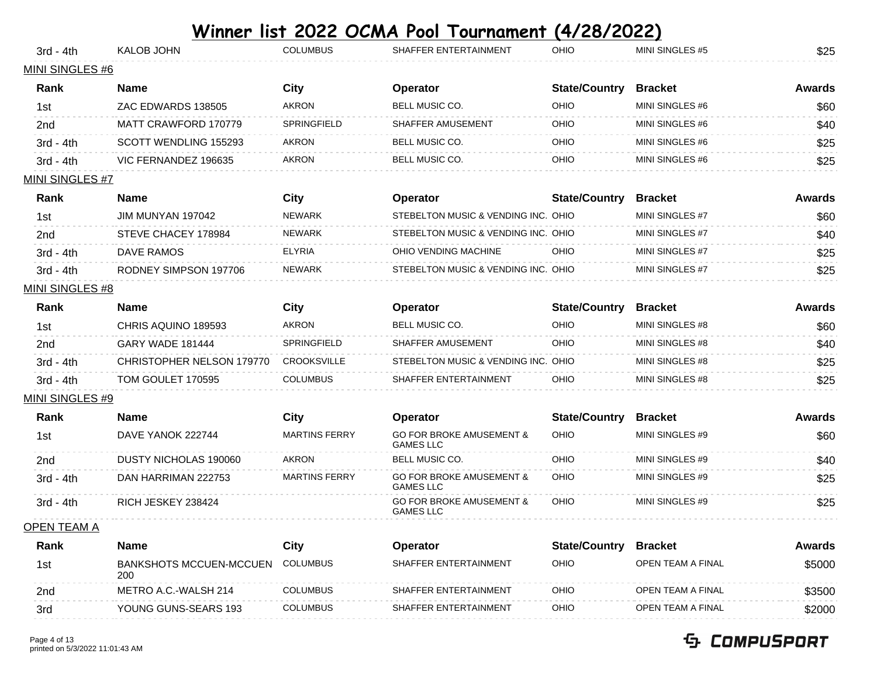# Winner list 2022 OCMA Pool Tournament (4/28/2022)

| Rank | Name | City | Operator | State/Country | Bracket | Awards |
|---|---|---|---|---|---|---|
| 3rd - 4th | KALOB JOHN | COLUMBUS | SHAFFER ENTERTAINMENT | OHIO | MINI SINGLES #5 | $25 |

## MINI SINGLES #6

| Rank | Name | City | Operator | State/Country | Bracket | Awards |
|---|---|---|---|---|---|---|
| 1st | ZAC EDWARDS 138505 | AKRON | BELL MUSIC CO. | OHIO | MINI SINGLES #6 | $60 |
| 2nd | MATT CRAWFORD 170779 | SPRINGFIELD | SHAFFER AMUSEMENT | OHIO | MINI SINGLES #6 | $40 |
| 3rd - 4th | SCOTT WENDLING 155293 | AKRON | BELL MUSIC CO. | OHIO | MINI SINGLES #6 | $25 |
| 3rd - 4th | VIC FERNANDEZ 196635 | AKRON | BELL MUSIC CO. | OHIO | MINI SINGLES #6 | $25 |

## MINI SINGLES #7

| Rank | Name | City | Operator | State/Country | Bracket | Awards |
|---|---|---|---|---|---|---|
| 1st | JIM MUNYAN 197042 | NEWARK | STEBELTON MUSIC & VENDING INC. | OHIO | MINI SINGLES #7 | $60 |
| 2nd | STEVE CHACEY 178984 | NEWARK | STEBELTON MUSIC & VENDING INC. | OHIO | MINI SINGLES #7 | $40 |
| 3rd - 4th | DAVE RAMOS | ELYRIA | OHIO VENDING MACHINE | OHIO | MINI SINGLES #7 | $25 |
| 3rd - 4th | RODNEY SIMPSON 197706 | NEWARK | STEBELTON MUSIC & VENDING INC. | OHIO | MINI SINGLES #7 | $25 |

## MINI SINGLES #8

| Rank | Name | City | Operator | State/Country | Bracket | Awards |
|---|---|---|---|---|---|---|
| 1st | CHRIS AQUINO 189593 | AKRON | BELL MUSIC CO. | OHIO | MINI SINGLES #8 | $60 |
| 2nd | GARY WADE 181444 | SPRINGFIELD | SHAFFER AMUSEMENT | OHIO | MINI SINGLES #8 | $40 |
| 3rd - 4th | CHRISTOPHER NELSON 179770 | CROOKSVILLE | STEBELTON MUSIC & VENDING INC. | OHIO | MINI SINGLES #8 | $25 |
| 3rd - 4th | TOM GOULET 170595 | COLUMBUS | SHAFFER ENTERTAINMENT | OHIO | MINI SINGLES #8 | $25 |

## MINI SINGLES #9

| Rank | Name | City | Operator | State/Country | Bracket | Awards |
|---|---|---|---|---|---|---|
| 1st | DAVE YANOK 222744 | MARTINS FERRY | GO FOR BROKE AMUSEMENT & GAMES LLC | OHIO | MINI SINGLES #9 | $60 |
| 2nd | DUSTY NICHOLAS 190060 | AKRON | BELL MUSIC CO. | OHIO | MINI SINGLES #9 | $40 |
| 3rd - 4th | DAN HARRIMAN 222753 | MARTINS FERRY | GO FOR BROKE AMUSEMENT & GAMES LLC | OHIO | MINI SINGLES #9 | $25 |
| 3rd - 4th | RICH JESKEY 238424 | | GO FOR BROKE AMUSEMENT & GAMES LLC | OHIO | MINI SINGLES #9 | $25 |

## OPEN TEAM A

| Rank | Name | City | Operator | State/Country | Bracket | Awards |
|---|---|---|---|---|---|---|
| 1st | BANKSHOTS MCCUEN-MCCUEN 200 | COLUMBUS | SHAFFER ENTERTAINMENT | OHIO | OPEN TEAM A FINAL | $5000 |
| 2nd | METRO A.C.-WALSH 214 | COLUMBUS | SHAFFER ENTERTAINMENT | OHIO | OPEN TEAM A FINAL | $3500 |
| 3rd | YOUNG GUNS-SEARS 193 | COLUMBUS | SHAFFER ENTERTAINMENT | OHIO | OPEN TEAM A FINAL | $2000 |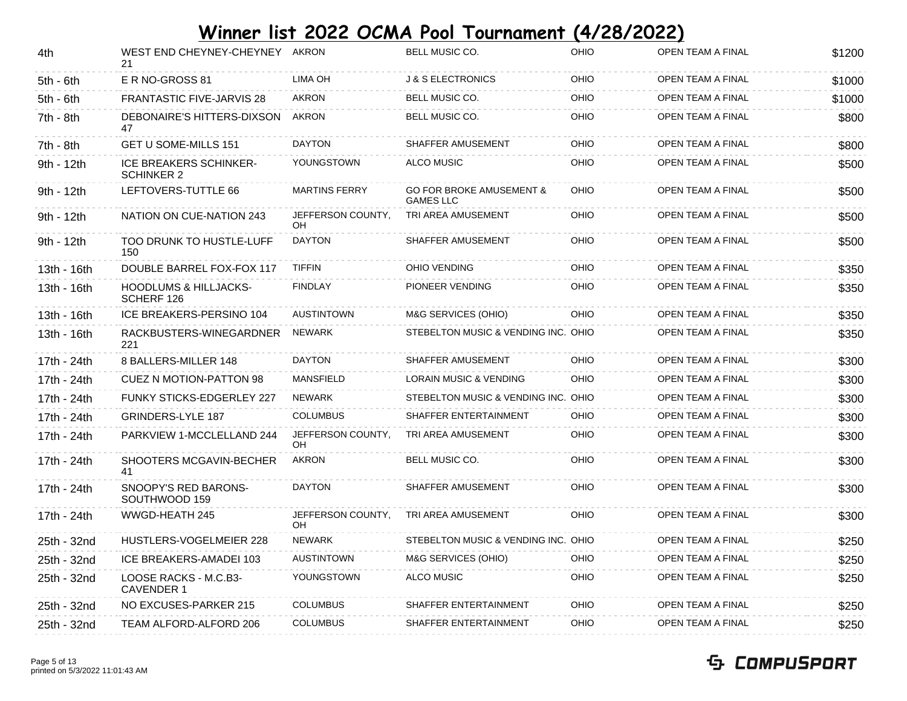# Winner list 2022 OCMA Pool Tournament (4/28/2022)

| | | | | | | |
|---|---|---|---|---|---|---|
| 4th | WEST END CHEYNEY-CHEYNEY 21 | AKRON | BELL MUSIC CO. | OHIO | OPEN TEAM A FINAL | $1200 |
| 5th - 6th | E R NO-GROSS 81 | LIMA OH | J & S ELECTRONICS | OHIO | OPEN TEAM A FINAL | $1000 |
| 5th - 6th | FRANTASTIC FIVE-JARVIS 28 | AKRON | BELL MUSIC CO. | OHIO | OPEN TEAM A FINAL | $1000 |
| 7th - 8th | DEBONAIRE'S HITTERS-DIXSON 47 | AKRON | BELL MUSIC CO. | OHIO | OPEN TEAM A FINAL | $800 |
| 7th - 8th | GET U SOME-MILLS 151 | DAYTON | SHAFFER AMUSEMENT | OHIO | OPEN TEAM A FINAL | $800 |
| 9th - 12th | ICE BREAKERS SCHINKER-SCHINKER 2 | YOUNGSTOWN | ALCO MUSIC | OHIO | OPEN TEAM A FINAL | $500 |
| 9th - 12th | LEFTOVERS-TUTTLE 66 | MARTINS FERRY | GO FOR BROKE AMUSEMENT & GAMES LLC | OHIO | OPEN TEAM A FINAL | $500 |
| 9th - 12th | NATION ON CUE-NATION 243 | JEFFERSON COUNTY, OH | TRI AREA AMUSEMENT | OHIO | OPEN TEAM A FINAL | $500 |
| 9th - 12th | TOO DRUNK TO HUSTLE-LUFF 150 | DAYTON | SHAFFER AMUSEMENT | OHIO | OPEN TEAM A FINAL | $500 |
| 13th - 16th | DOUBLE BARREL FOX-FOX 117 | TIFFIN | OHIO VENDING | OHIO | OPEN TEAM A FINAL | $350 |
| 13th - 16th | HOODLUMS & HILLJACKS-SCHERF 126 | FINDLAY | PIONEER VENDING | OHIO | OPEN TEAM A FINAL | $350 |
| 13th - 16th | ICE BREAKERS-PERSINO 104 | AUSTINTOWN | M&G SERVICES (OHIO) | OHIO | OPEN TEAM A FINAL | $350 |
| 13th - 16th | RACKBUSTERS-WINEGARDNER 221 | NEWARK | STEBELTON MUSIC & VENDING INC. | OHIO | OPEN TEAM A FINAL | $350 |
| 17th - 24th | 8 BALLERS-MILLER 148 | DAYTON | SHAFFER AMUSEMENT | OHIO | OPEN TEAM A FINAL | $300 |
| 17th - 24th | CUEZ N MOTION-PATTON 98 | MANSFIELD | LORAIN MUSIC & VENDING | OHIO | OPEN TEAM A FINAL | $300 |
| 17th - 24th | FUNKY STICKS-EDGERLEY 227 | NEWARK | STEBELTON MUSIC & VENDING INC. | OHIO | OPEN TEAM A FINAL | $300 |
| 17th - 24th | GRINDERS-LYLE 187 | COLUMBUS | SHAFFER ENTERTAINMENT | OHIO | OPEN TEAM A FINAL | $300 |
| 17th - 24th | PARKVIEW 1-MCCLELLAND 244 | JEFFERSON COUNTY, OH | TRI AREA AMUSEMENT | OHIO | OPEN TEAM A FINAL | $300 |
| 17th - 24th | SHOOTERS MCGAVIN-BECHER 41 | AKRON | BELL MUSIC CO. | OHIO | OPEN TEAM A FINAL | $300 |
| 17th - 24th | SNOOPY'S RED BARONS-SOUTHWOOD 159 | DAYTON | SHAFFER AMUSEMENT | OHIO | OPEN TEAM A FINAL | $300 |
| 17th - 24th | WWGD-HEATH 245 | JEFFERSON COUNTY, OH | TRI AREA AMUSEMENT | OHIO | OPEN TEAM A FINAL | $300 |
| 25th - 32nd | HUSTLERS-VOGELMEIER 228 | NEWARK | STEBELTON MUSIC & VENDING INC. | OHIO | OPEN TEAM A FINAL | $250 |
| 25th - 32nd | ICE BREAKERS-AMADEI 103 | AUSTINTOWN | M&G SERVICES (OHIO) | OHIO | OPEN TEAM A FINAL | $250 |
| 25th - 32nd | LOOSE RACKS - M.C.B3-CAVENDER 1 | YOUNGSTOWN | ALCO MUSIC | OHIO | OPEN TEAM A FINAL | $250 |
| 25th - 32nd | NO EXCUSES-PARKER 215 | COLUMBUS | SHAFFER ENTERTAINMENT | OHIO | OPEN TEAM A FINAL | $250 |
| 25th - 32nd | TEAM ALFORD-ALFORD 206 | COLUMBUS | SHAFFER ENTERTAINMENT | OHIO | OPEN TEAM A FINAL | $250 |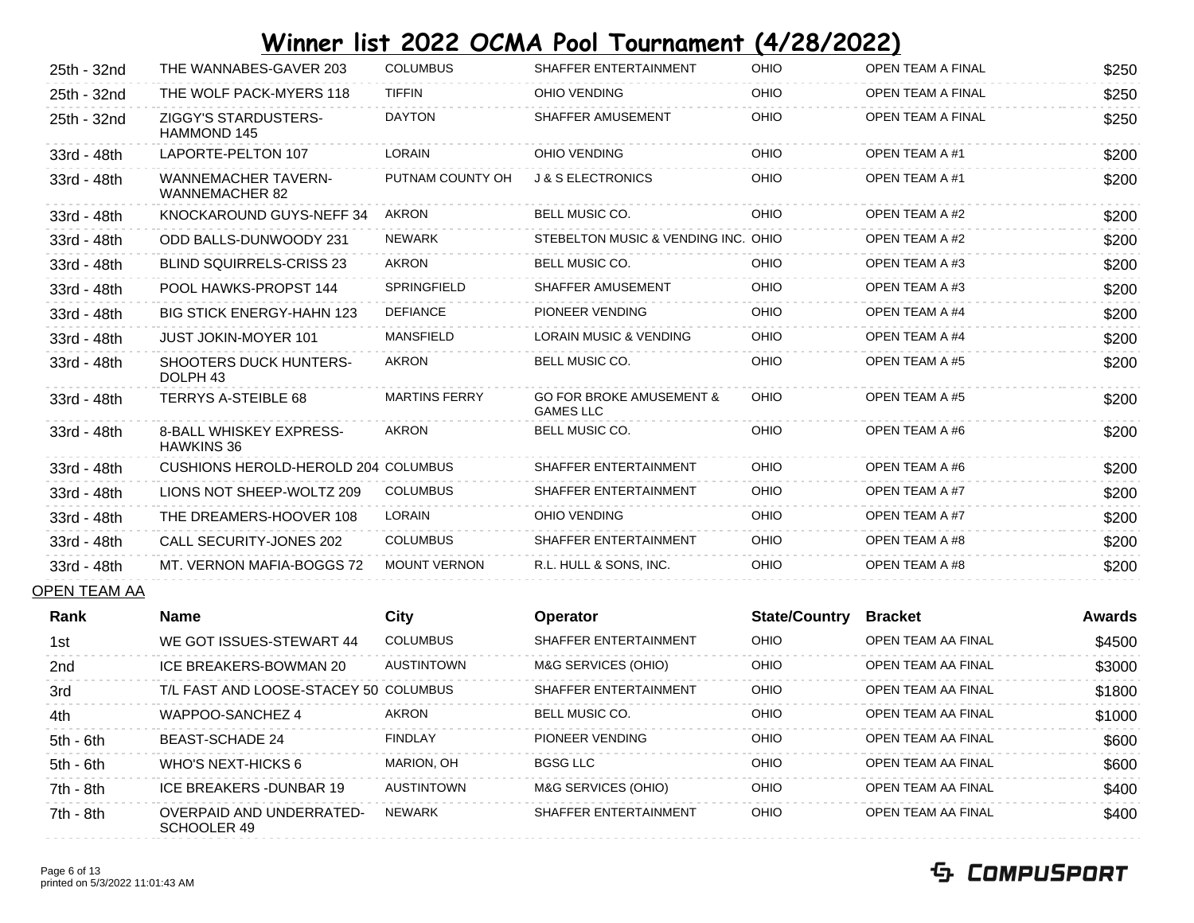# Winner list 2022 OCMA Pool Tournament (4/28/2022)

| Rank | Name | City | Operator | State/Country | Bracket | Awards |
|---|---|---|---|---|---|---|
| 25th - 32nd | THE WANNABES-GAVER 203 | COLUMBUS | SHAFFER ENTERTAINMENT | OHIO | OPEN TEAM A FINAL | $250 |
| 25th - 32nd | THE WOLF PACK-MYERS 118 | TIFFIN | OHIO VENDING | OHIO | OPEN TEAM A FINAL | $250 |
| 25th - 32nd | ZIGGY'S STARDUSTERS-HAMMOND 145 | DAYTON | SHAFFER AMUSEMENT | OHIO | OPEN TEAM A FINAL | $250 |
| 33rd - 48th | LAPORTE-PELTON 107 | LORAIN | OHIO VENDING | OHIO | OPEN TEAM A #1 | $200 |
| 33rd - 48th | WANNEMACHER TAVERN-WANNEMACHER 82 | PUTNAM COUNTY OH | J & S ELECTRONICS | OHIO | OPEN TEAM A #1 | $200 |
| 33rd - 48th | KNOCKAROUND GUYS-NEFF 34 | AKRON | BELL MUSIC CO. | OHIO | OPEN TEAM A #2 | $200 |
| 33rd - 48th | ODD BALLS-DUNWOODY 231 | NEWARK | STEBELTON MUSIC & VENDING INC. | OHIO | OPEN TEAM A #2 | $200 |
| 33rd - 48th | BLIND SQUIRRELS-CRISS 23 | AKRON | BELL MUSIC CO. | OHIO | OPEN TEAM A #3 | $200 |
| 33rd - 48th | POOL HAWKS-PROPST 144 | SPRINGFIELD | SHAFFER AMUSEMENT | OHIO | OPEN TEAM A #3 | $200 |
| 33rd - 48th | BIG STICK ENERGY-HAHN 123 | DEFIANCE | PIONEER VENDING | OHIO | OPEN TEAM A #4 | $200 |
| 33rd - 48th | JUST JOKIN-MOYER 101 | MANSFIELD | LORAIN MUSIC & VENDING | OHIO | OPEN TEAM A #4 | $200 |
| 33rd - 48th | SHOOTERS DUCK HUNTERS-DOLPH 43 | AKRON | BELL MUSIC CO. | OHIO | OPEN TEAM A #5 | $200 |
| 33rd - 48th | TERRYS A-STEIBLE 68 | MARTINS FERRY | GO FOR BROKE AMUSEMENT & GAMES LLC | OHIO | OPEN TEAM A #5 | $200 |
| 33rd - 48th | 8-BALL WHISKEY EXPRESS-HAWKINS 36 | AKRON | BELL MUSIC CO. | OHIO | OPEN TEAM A #6 | $200 |
| 33rd - 48th | CUSHIONS HEROLD-HEROLD 204 | COLUMBUS | SHAFFER ENTERTAINMENT | OHIO | OPEN TEAM A #6 | $200 |
| 33rd - 48th | LIONS NOT SHEEP-WOLTZ 209 | COLUMBUS | SHAFFER ENTERTAINMENT | OHIO | OPEN TEAM A #7 | $200 |
| 33rd - 48th | THE DREAMERS-HOOVER 108 | LORAIN | OHIO VENDING | OHIO | OPEN TEAM A #7 | $200 |
| 33rd - 48th | CALL SECURITY-JONES 202 | COLUMBUS | SHAFFER ENTERTAINMENT | OHIO | OPEN TEAM A #8 | $200 |
| 33rd - 48th | MT. VERNON MAFIA-BOGGS 72 | MOUNT VERNON | R.L. HULL & SONS, INC. | OHIO | OPEN TEAM A #8 | $200 |

OPEN TEAM AA

| Rank | Name | City | Operator | State/Country | Bracket | Awards |
|---|---|---|---|---|---|---|
| 1st | WE GOT ISSUES-STEWART 44 | COLUMBUS | SHAFFER ENTERTAINMENT | OHIO | OPEN TEAM AA FINAL | $4500 |
| 2nd | ICE BREAKERS-BOWMAN 20 | AUSTINTOWN | M&G SERVICES (OHIO) | OHIO | OPEN TEAM AA FINAL | $3000 |
| 3rd | T/L FAST AND LOOSE-STACEY 50 | COLUMBUS | SHAFFER ENTERTAINMENT | OHIO | OPEN TEAM AA FINAL | $1800 |
| 4th | WAPPOO-SANCHEZ 4 | AKRON | BELL MUSIC CO. | OHIO | OPEN TEAM AA FINAL | $1000 |
| 5th - 6th | BEAST-SCHADE 24 | FINDLAY | PIONEER VENDING | OHIO | OPEN TEAM AA FINAL | $600 |
| 5th - 6th | WHO'S NEXT-HICKS 6 | MARION, OH | BGSG LLC | OHIO | OPEN TEAM AA FINAL | $600 |
| 7th - 8th | ICE BREAKERS -DUNBAR 19 | AUSTINTOWN | M&G SERVICES (OHIO) | OHIO | OPEN TEAM AA FINAL | $400 |
| 7th - 8th | OVERPAID AND UNDERRATED-SCHOOLER 49 | NEWARK | SHAFFER ENTERTAINMENT | OHIO | OPEN TEAM AA FINAL | $400 |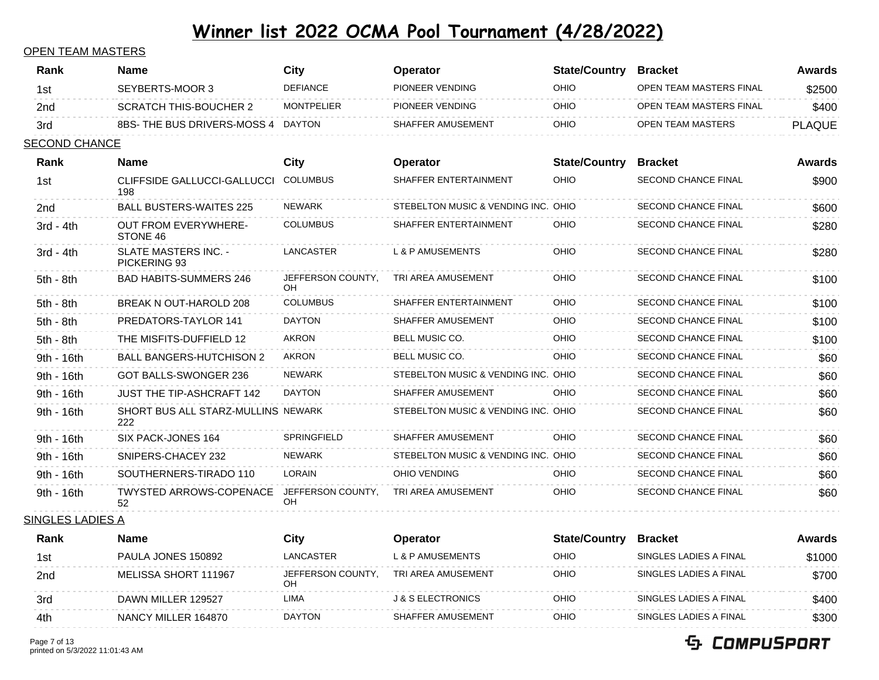# Winner list 2022 OCMA Pool Tournament (4/28/2022)

## OPEN TEAM MASTERS

| Rank | Name | City | Operator | State/Country | Bracket | Awards |
|---|---|---|---|---|---|---|
| 1st | SEYBERTS-MOOR 3 | DEFIANCE | PIONEER VENDING | OHIO | OPEN TEAM MASTERS FINAL | $2500 |
| 2nd | SCRATCH THIS-BOUCHER 2 | MONTPELIER | PIONEER VENDING | OHIO | OPEN TEAM MASTERS FINAL | $400 |
| 3rd | 8BS- THE BUS DRIVERS-MOSS 4 | DAYTON | SHAFFER AMUSEMENT | OHIO | OPEN TEAM MASTERS | PLAQUE |

## SECOND CHANCE

| Rank | Name | City | Operator | State/Country | Bracket | Awards |
|---|---|---|---|---|---|---|
| 1st | CLIFFSIDE GALLUCCI-GALLUCCI 198 | COLUMBUS | SHAFFER ENTERTAINMENT | OHIO | SECOND CHANCE FINAL | $900 |
| 2nd | BALL BUSTERS-WAITES 225 | NEWARK | STEBELTON MUSIC & VENDING INC. | OHIO | SECOND CHANCE FINAL | $600 |
| 3rd - 4th | OUT FROM EVERYWHERE-STONE 46 | COLUMBUS | SHAFFER ENTERTAINMENT | OHIO | SECOND CHANCE FINAL | $280 |
| 3rd - 4th | SLATE MASTERS INC. - PICKERING 93 | LANCASTER | L & P AMUSEMENTS | OHIO | SECOND CHANCE FINAL | $280 |
| 5th - 8th | BAD HABITS-SUMMERS 246 | JEFFERSON COUNTY, OH | TRI AREA AMUSEMENT | OHIO | SECOND CHANCE FINAL | $100 |
| 5th - 8th | BREAK N OUT-HAROLD 208 | COLUMBUS | SHAFFER ENTERTAINMENT | OHIO | SECOND CHANCE FINAL | $100 |
| 5th - 8th | PREDATORS-TAYLOR 141 | DAYTON | SHAFFER AMUSEMENT | OHIO | SECOND CHANCE FINAL | $100 |
| 5th - 8th | THE MISFITS-DUFFIELD 12 | AKRON | BELL MUSIC CO. | OHIO | SECOND CHANCE FINAL | $100 |
| 9th - 16th | BALL BANGERS-HUTCHISON 2 | AKRON | BELL MUSIC CO. | OHIO | SECOND CHANCE FINAL | $60 |
| 9th - 16th | GOT BALLS-SWONGER 236 | NEWARK | STEBELTON MUSIC & VENDING INC. | OHIO | SECOND CHANCE FINAL | $60 |
| 9th - 16th | JUST THE TIP-ASHCRAFT 142 | DAYTON | SHAFFER AMUSEMENT | OHIO | SECOND CHANCE FINAL | $60 |
| 9th - 16th | SHORT BUS ALL STARZ-MULLINS 222 | NEWARK | STEBELTON MUSIC & VENDING INC. | OHIO | SECOND CHANCE FINAL | $60 |
| 9th - 16th | SIX PACK-JONES 164 | SPRINGFIELD | SHAFFER AMUSEMENT | OHIO | SECOND CHANCE FINAL | $60 |
| 9th - 16th | SNIPERS-CHACEY 232 | NEWARK | STEBELTON MUSIC & VENDING INC. | OHIO | SECOND CHANCE FINAL | $60 |
| 9th - 16th | SOUTHERNERS-TIRADO 110 | LORAIN | OHIO VENDING | OHIO | SECOND CHANCE FINAL | $60 |
| 9th - 16th | TWYSTED ARROWS-COPENACE 52 | JEFFERSON COUNTY, OH | TRI AREA AMUSEMENT | OHIO | SECOND CHANCE FINAL | $60 |

## SINGLES LADIES A

| Rank | Name | City | Operator | State/Country | Bracket | Awards |
|---|---|---|---|---|---|---|
| 1st | PAULA JONES 150892 | LANCASTER | L & P AMUSEMENTS | OHIO | SINGLES LADIES A FINAL | $1000 |
| 2nd | MELISSA SHORT 111967 | JEFFERSON COUNTY, OH | TRI AREA AMUSEMENT | OHIO | SINGLES LADIES A FINAL | $700 |
| 3rd | DAWN MILLER 129527 | LIMA | J & S ELECTRONICS | OHIO | SINGLES LADIES A FINAL | $400 |
| 4th | NANCY MILLER 164870 | DAYTON | SHAFFER AMUSEMENT | OHIO | SINGLES LADIES A FINAL | $300 |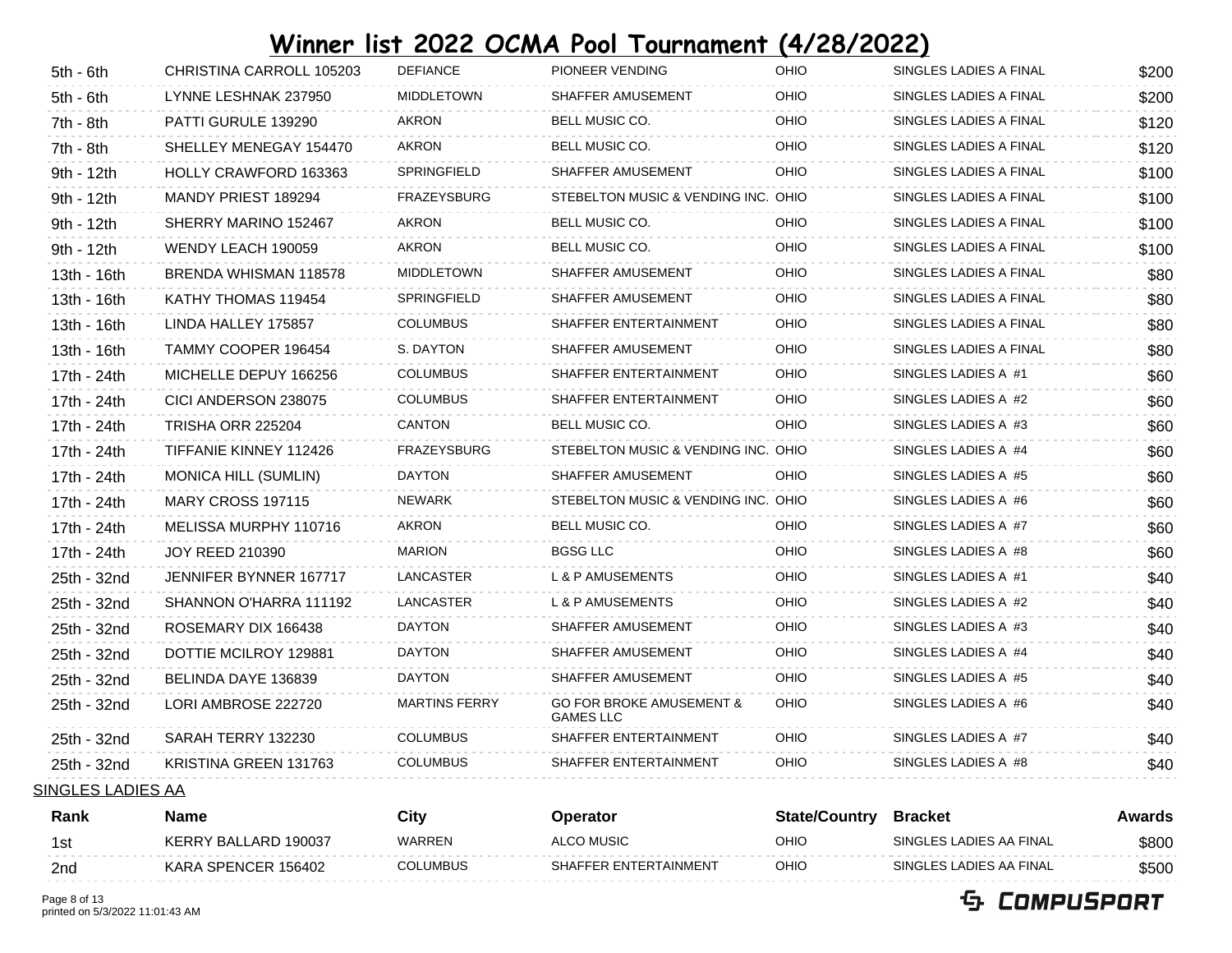# Winner list 2022 OCMA Pool Tournament (4/28/2022)

| | | | | | | |
|---|---|---|---|---|---|---|
| 5th - 6th | CHRISTINA CARROLL 105203 | DEFIANCE | PIONEER VENDING | OHIO | SINGLES LADIES A FINAL | $200 |
| 5th - 6th | LYNNE LESHNAK 237950 | MIDDLETOWN | SHAFFER AMUSEMENT | OHIO | SINGLES LADIES A FINAL | $200 |
| 7th - 8th | PATTI GURULE 139290 | AKRON | BELL MUSIC CO. | OHIO | SINGLES LADIES A FINAL | $120 |
| 7th - 8th | SHELLEY MENEGAY 154470 | AKRON | BELL MUSIC CO. | OHIO | SINGLES LADIES A FINAL | $120 |
| 9th - 12th | HOLLY CRAWFORD 163363 | SPRINGFIELD | SHAFFER AMUSEMENT | OHIO | SINGLES LADIES A FINAL | $100 |
| 9th - 12th | MANDY PRIEST 189294 | FRAZEYSBURG | STEBELTON MUSIC & VENDING INC. | OHIO | SINGLES LADIES A FINAL | $100 |
| 9th - 12th | SHERRY MARINO 152467 | AKRON | BELL MUSIC CO. | OHIO | SINGLES LADIES A FINAL | $100 |
| 9th - 12th | WENDY LEACH 190059 | AKRON | BELL MUSIC CO. | OHIO | SINGLES LADIES A FINAL | $100 |
| 13th - 16th | BRENDA WHISMAN 118578 | MIDDLETOWN | SHAFFER AMUSEMENT | OHIO | SINGLES LADIES A FINAL | $80 |
| 13th - 16th | KATHY THOMAS 119454 | SPRINGFIELD | SHAFFER AMUSEMENT | OHIO | SINGLES LADIES A FINAL | $80 |
| 13th - 16th | LINDA HALLEY 175857 | COLUMBUS | SHAFFER ENTERTAINMENT | OHIO | SINGLES LADIES A FINAL | $80 |
| 13th - 16th | TAMMY COOPER 196454 | S. DAYTON | SHAFFER AMUSEMENT | OHIO | SINGLES LADIES A FINAL | $80 |
| 17th - 24th | MICHELLE DEPUY 166256 | COLUMBUS | SHAFFER ENTERTAINMENT | OHIO | SINGLES LADIES A #1 | $60 |
| 17th - 24th | CICI ANDERSON 238075 | COLUMBUS | SHAFFER ENTERTAINMENT | OHIO | SINGLES LADIES A #2 | $60 |
| 17th - 24th | TRISHA ORR 225204 | CANTON | BELL MUSIC CO. | OHIO | SINGLES LADIES A #3 | $60 |
| 17th - 24th | TIFFANIE KINNEY 112426 | FRAZEYSBURG | STEBELTON MUSIC & VENDING INC. | OHIO | SINGLES LADIES A #4 | $60 |
| 17th - 24th | MONICA HILL (SUMLIN) | DAYTON | SHAFFER AMUSEMENT | OHIO | SINGLES LADIES A #5 | $60 |
| 17th - 24th | MARY CROSS 197115 | NEWARK | STEBELTON MUSIC & VENDING INC. | OHIO | SINGLES LADIES A #6 | $60 |
| 17th - 24th | MELISSA MURPHY 110716 | AKRON | BELL MUSIC CO. | OHIO | SINGLES LADIES A #7 | $60 |
| 17th - 24th | JOY REED 210390 | MARION | BGSG LLC | OHIO | SINGLES LADIES A #8 | $60 |
| 25th - 32nd | JENNIFER BYNNER 167717 | LANCASTER | L & P AMUSEMENTS | OHIO | SINGLES LADIES A #1 | $40 |
| 25th - 32nd | SHANNON O'HARRA 111192 | LANCASTER | L & P AMUSEMENTS | OHIO | SINGLES LADIES A #2 | $40 |
| 25th - 32nd | ROSEMARY DIX 166438 | DAYTON | SHAFFER AMUSEMENT | OHIO | SINGLES LADIES A #3 | $40 |
| 25th - 32nd | DOTTIE MCILROY 129881 | DAYTON | SHAFFER AMUSEMENT | OHIO | SINGLES LADIES A #4 | $40 |
| 25th - 32nd | BELINDA DAYE 136839 | DAYTON | SHAFFER AMUSEMENT | OHIO | SINGLES LADIES A #5 | $40 |
| 25th - 32nd | LORI AMBROSE 222720 | MARTINS FERRY | GO FOR BROKE AMUSEMENT & GAMES LLC | OHIO | SINGLES LADIES A #6 | $40 |
| 25th - 32nd | SARAH TERRY 132230 | COLUMBUS | SHAFFER ENTERTAINMENT | OHIO | SINGLES LADIES A #7 | $40 |
| 25th - 32nd | KRISTINA GREEN 131763 | COLUMBUS | SHAFFER ENTERTAINMENT | OHIO | SINGLES LADIES A #8 | $40 |

SINGLES LADIES AA

| Rank | Name | City | Operator | State/Country | Bracket | Awards |
|---|---|---|---|---|---|---|
| 1st | KERRY BALLARD 190037 | WARREN | ALCO MUSIC | OHIO | SINGLES LADIES AA FINAL | $800 |
| 2nd | KARA SPENCER 156402 | COLUMBUS | SHAFFER ENTERTAINMENT | OHIO | SINGLES LADIES AA FINAL | $500 |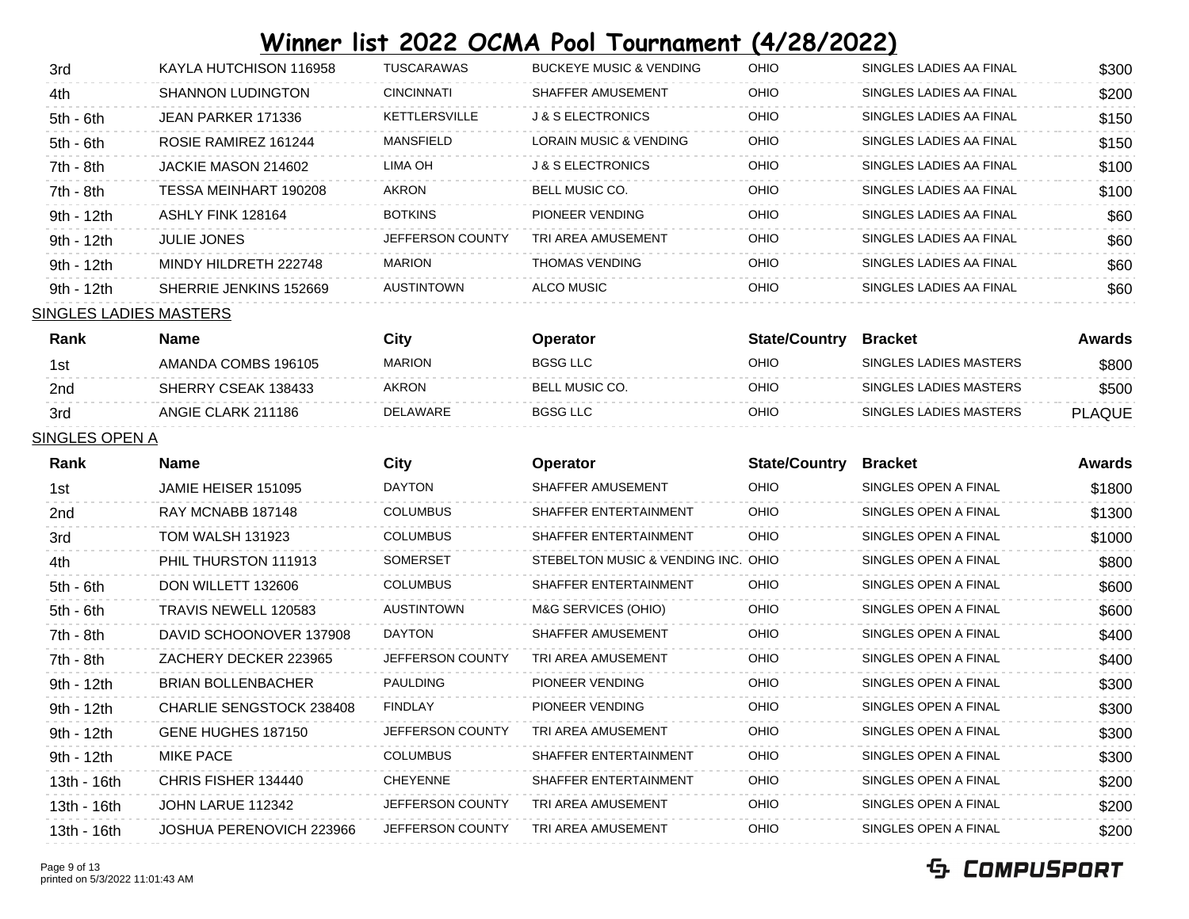# Winner list 2022 OCMA Pool Tournament (4/28/2022)

| Rank | Name | City | Operator | State/Country | Bracket | Awards |
|---|---|---|---|---|---|---|
| 3rd | KAYLA HUTCHISON 116958 | TUSCARAWAS | BUCKEYE MUSIC & VENDING | OHIO | SINGLES LADIES AA FINAL | $300 |
| 4th | SHANNON LUDINGTON | CINCINNATI | SHAFFER AMUSEMENT | OHIO | SINGLES LADIES AA FINAL | $200 |
| 5th - 6th | JEAN PARKER 171336 | KETTLERSVILLE | J & S ELECTRONICS | OHIO | SINGLES LADIES AA FINAL | $150 |
| 5th - 6th | ROSIE RAMIREZ 161244 | MANSFIELD | LORAIN MUSIC & VENDING | OHIO | SINGLES LADIES AA FINAL | $150 |
| 7th - 8th | JACKIE MASON 214602 | LIMA OH | J & S ELECTRONICS | OHIO | SINGLES LADIES AA FINAL | $100 |
| 7th - 8th | TESSA MEINHART 190208 | AKRON | BELL MUSIC CO. | OHIO | SINGLES LADIES AA FINAL | $100 |
| 9th - 12th | ASHLY FINK 128164 | BOTKINS | PIONEER VENDING | OHIO | SINGLES LADIES AA FINAL | $60 |
| 9th - 12th | JULIE JONES | JEFFERSON COUNTY | TRI AREA AMUSEMENT | OHIO | SINGLES LADIES AA FINAL | $60 |
| 9th - 12th | MINDY HILDRETH 222748 | MARION | THOMAS VENDING | OHIO | SINGLES LADIES AA FINAL | $60 |
| 9th - 12th | SHERRIE JENKINS 152669 | AUSTINTOWN | ALCO MUSIC | OHIO | SINGLES LADIES AA FINAL | $60 |

## SINGLES LADIES MASTERS

| Rank | Name | City | Operator | State/Country | Bracket | Awards |
|---|---|---|---|---|---|---|
| 1st | AMANDA COMBS 196105 | MARION | BGSG LLC | OHIO | SINGLES LADIES MASTERS | $800 |
| 2nd | SHERRY CSEAK 138433 | AKRON | BELL MUSIC CO. | OHIO | SINGLES LADIES MASTERS | $500 |
| 3rd | ANGIE CLARK 211186 | DELAWARE | BGSG LLC | OHIO | SINGLES LADIES MASTERS | PLAQUE |

## SINGLES OPEN A

| Rank | Name | City | Operator | State/Country | Bracket | Awards |
|---|---|---|---|---|---|---|
| 1st | JAMIE HEISER 151095 | DAYTON | SHAFFER AMUSEMENT | OHIO | SINGLES OPEN A FINAL | $1800 |
| 2nd | RAY MCNABB 187148 | COLUMBUS | SHAFFER ENTERTAINMENT | OHIO | SINGLES OPEN A FINAL | $1300 |
| 3rd | TOM WALSH 131923 | COLUMBUS | SHAFFER ENTERTAINMENT | OHIO | SINGLES OPEN A FINAL | $1000 |
| 4th | PHIL THURSTON 111913 | SOMERSET | STEBELTON MUSIC & VENDING INC. | OHIO | SINGLES OPEN A FINAL | $800 |
| 5th - 6th | DON WILLETT 132606 | COLUMBUS | SHAFFER ENTERTAINMENT | OHIO | SINGLES OPEN A FINAL | $600 |
| 5th - 6th | TRAVIS NEWELL 120583 | AUSTINTOWN | M&G SERVICES (OHIO) | OHIO | SINGLES OPEN A FINAL | $600 |
| 7th - 8th | DAVID SCHOONOVER 137908 | DAYTON | SHAFFER AMUSEMENT | OHIO | SINGLES OPEN A FINAL | $400 |
| 7th - 8th | ZACHERY DECKER 223965 | JEFFERSON COUNTY | TRI AREA AMUSEMENT | OHIO | SINGLES OPEN A FINAL | $400 |
| 9th - 12th | BRIAN BOLLENBACHER | PAULDING | PIONEER VENDING | OHIO | SINGLES OPEN A FINAL | $300 |
| 9th - 12th | CHARLIE SENGSTOCK 238408 | FINDLAY | PIONEER VENDING | OHIO | SINGLES OPEN A FINAL | $300 |
| 9th - 12th | GENE HUGHES 187150 | JEFFERSON COUNTY | TRI AREA AMUSEMENT | OHIO | SINGLES OPEN A FINAL | $300 |
| 9th - 12th | MIKE PACE | COLUMBUS | SHAFFER ENTERTAINMENT | OHIO | SINGLES OPEN A FINAL | $300 |
| 13th - 16th | CHRIS FISHER 134440 | CHEYENNE | SHAFFER ENTERTAINMENT | OHIO | SINGLES OPEN A FINAL | $200 |
| 13th - 16th | JOHN LARUE 112342 | JEFFERSON COUNTY | TRI AREA AMUSEMENT | OHIO | SINGLES OPEN A FINAL | $200 |
| 13th - 16th | JOSHUA PERENOVICH 223966 | JEFFERSON COUNTY | TRI AREA AMUSEMENT | OHIO | SINGLES OPEN A FINAL | $200 |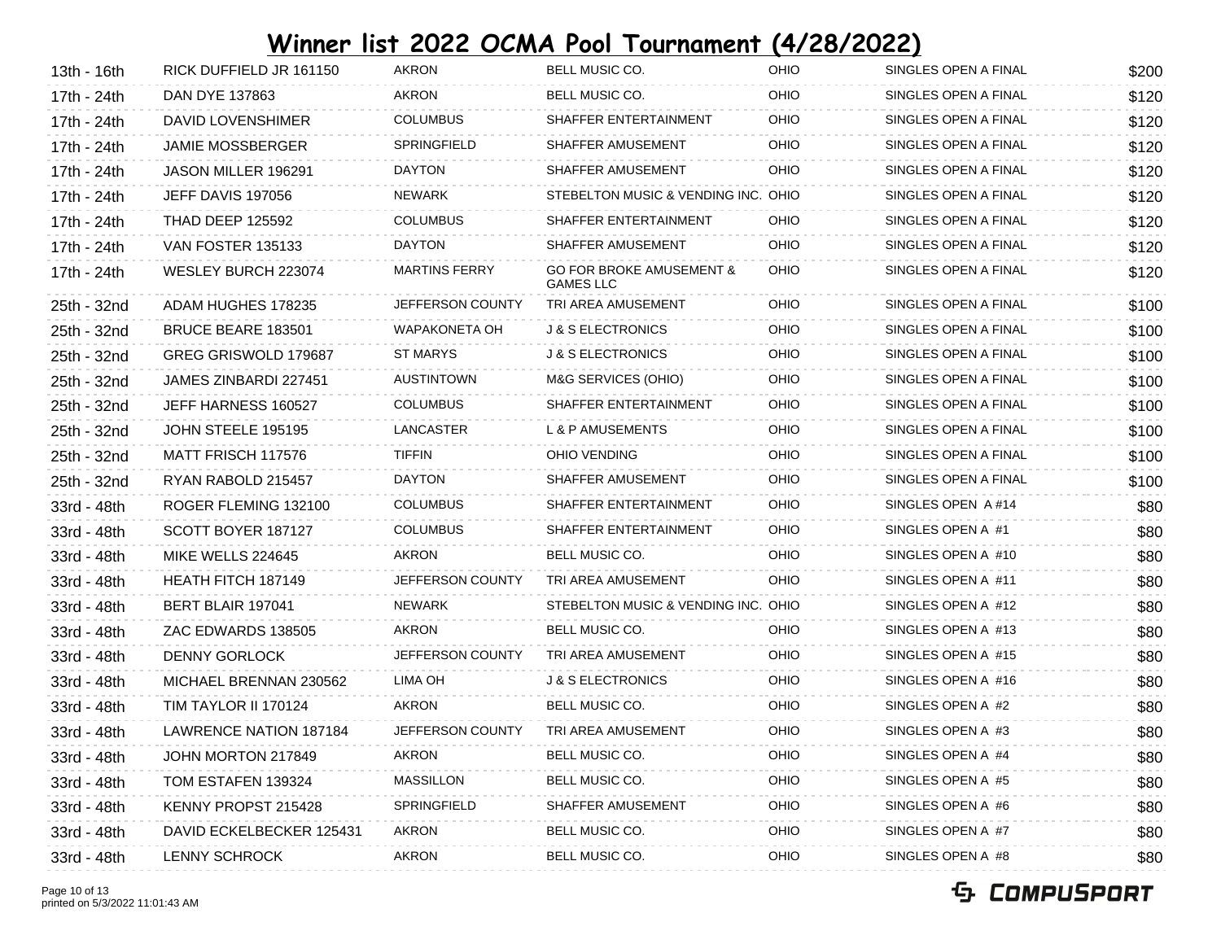# Winner list 2022 OCMA Pool Tournament (4/28/2022)

| | | | | | | |
|---|---|---|---|---|---|---|
| 13th - 16th | RICK DUFFIELD JR 161150 | AKRON | BELL MUSIC CO. | OHIO | SINGLES OPEN A FINAL | $200 |
| 17th - 24th | DAN DYE 137863 | AKRON | BELL MUSIC CO. | OHIO | SINGLES OPEN A FINAL | $120 |
| 17th - 24th | DAVID LOVENSHIMER | COLUMBUS | SHAFFER ENTERTAINMENT | OHIO | SINGLES OPEN A FINAL | $120 |
| 17th - 24th | JAMIE MOSSBERGER | SPRINGFIELD | SHAFFER AMUSEMENT | OHIO | SINGLES OPEN A FINAL | $120 |
| 17th - 24th | JASON MILLER 196291 | DAYTON | SHAFFER AMUSEMENT | OHIO | SINGLES OPEN A FINAL | $120 |
| 17th - 24th | JEFF DAVIS 197056 | NEWARK | STEBELTON MUSIC & VENDING INC. | OHIO | SINGLES OPEN A FINAL | $120 |
| 17th - 24th | THAD DEEP 125592 | COLUMBUS | SHAFFER ENTERTAINMENT | OHIO | SINGLES OPEN A FINAL | $120 |
| 17th - 24th | VAN FOSTER 135133 | DAYTON | SHAFFER AMUSEMENT | OHIO | SINGLES OPEN A FINAL | $120 |
| 17th - 24th | WESLEY BURCH 223074 | MARTINS FERRY | GO FOR BROKE AMUSEMENT & GAMES LLC | OHIO | SINGLES OPEN A FINAL | $120 |
| 25th - 32nd | ADAM HUGHES 178235 | JEFFERSON COUNTY | TRI AREA AMUSEMENT | OHIO | SINGLES OPEN A FINAL | $100 |
| 25th - 32nd | BRUCE BEARE 183501 | WAPAKONETA OH | J & S ELECTRONICS | OHIO | SINGLES OPEN A FINAL | $100 |
| 25th - 32nd | GREG GRISWOLD 179687 | ST MARYS | J & S ELECTRONICS | OHIO | SINGLES OPEN A FINAL | $100 |
| 25th - 32nd | JAMES ZINBARDI 227451 | AUSTINTOWN | M&G SERVICES (OHIO) | OHIO | SINGLES OPEN A FINAL | $100 |
| 25th - 32nd | JEFF HARNESS 160527 | COLUMBUS | SHAFFER ENTERTAINMENT | OHIO | SINGLES OPEN A FINAL | $100 |
| 25th - 32nd | JOHN STEELE 195195 | LANCASTER | L & P AMUSEMENTS | OHIO | SINGLES OPEN A FINAL | $100 |
| 25th - 32nd | MATT FRISCH 117576 | TIFFIN | OHIO VENDING | OHIO | SINGLES OPEN A FINAL | $100 |
| 25th - 32nd | RYAN RABOLD 215457 | DAYTON | SHAFFER AMUSEMENT | OHIO | SINGLES OPEN A FINAL | $100 |
| 33rd - 48th | ROGER FLEMING 132100 | COLUMBUS | SHAFFER ENTERTAINMENT | OHIO | SINGLES OPEN A #14 | $80 |
| 33rd - 48th | SCOTT BOYER 187127 | COLUMBUS | SHAFFER ENTERTAINMENT | OHIO | SINGLES OPEN A #1 | $80 |
| 33rd - 48th | MIKE WELLS 224645 | AKRON | BELL MUSIC CO. | OHIO | SINGLES OPEN A #10 | $80 |
| 33rd - 48th | HEATH FITCH 187149 | JEFFERSON COUNTY | TRI AREA AMUSEMENT | OHIO | SINGLES OPEN A #11 | $80 |
| 33rd - 48th | BERT BLAIR 197041 | NEWARK | STEBELTON MUSIC & VENDING INC. | OHIO | SINGLES OPEN A #12 | $80 |
| 33rd - 48th | ZAC EDWARDS 138505 | AKRON | BELL MUSIC CO. | OHIO | SINGLES OPEN A #13 | $80 |
| 33rd - 48th | DENNY GORLOCK | JEFFERSON COUNTY | TRI AREA AMUSEMENT | OHIO | SINGLES OPEN A #15 | $80 |
| 33rd - 48th | MICHAEL BRENNAN 230562 | LIMA OH | J & S ELECTRONICS | OHIO | SINGLES OPEN A #16 | $80 |
| 33rd - 48th | TIM TAYLOR II 170124 | AKRON | BELL MUSIC CO. | OHIO | SINGLES OPEN A #2 | $80 |
| 33rd - 48th | LAWRENCE NATION 187184 | JEFFERSON COUNTY | TRI AREA AMUSEMENT | OHIO | SINGLES OPEN A #3 | $80 |
| 33rd - 48th | JOHN MORTON 217849 | AKRON | BELL MUSIC CO. | OHIO | SINGLES OPEN A #4 | $80 |
| 33rd - 48th | TOM ESTAFEN 139324 | MASSILLON | BELL MUSIC CO. | OHIO | SINGLES OPEN A #5 | $80 |
| 33rd - 48th | KENNY PROPST 215428 | SPRINGFIELD | SHAFFER AMUSEMENT | OHIO | SINGLES OPEN A #6 | $80 |
| 33rd - 48th | DAVID ECKELBECKER 125431 | AKRON | BELL MUSIC CO. | OHIO | SINGLES OPEN A #7 | $80 |
| 33rd - 48th | LENNY SCHROCK | AKRON | BELL MUSIC CO. | OHIO | SINGLES OPEN A #8 | $80 |

printed on 5/3/2022 11:01:43 AM

COMPUSPORT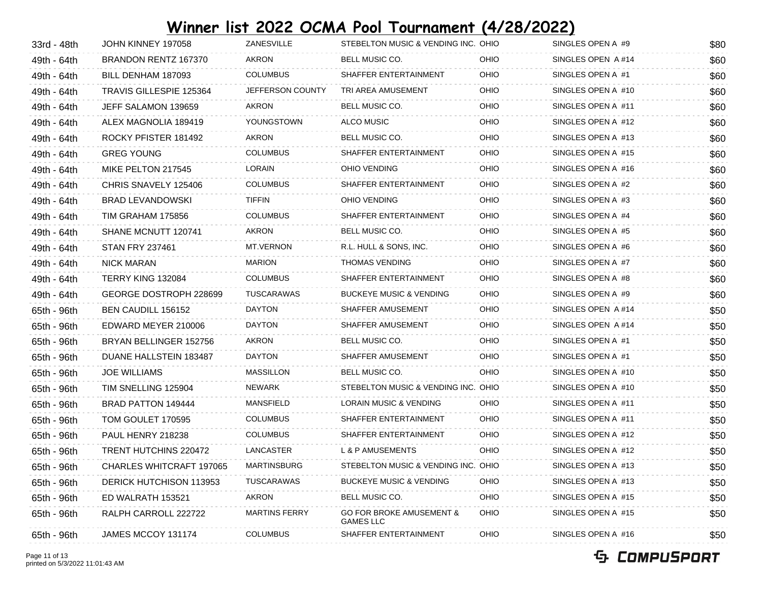# Winner list 2022 OCMA Pool Tournament (4/28/2022)

| | | | | | | |
|---|---|---|---|---|---|---|
| 33rd - 48th | JOHN KINNEY 197058 | ZANESVILLE | STEBELTON MUSIC & VENDING INC. | OHIO | SINGLES OPEN A #9 | $80 |
| 49th - 64th | BRANDON RENTZ 167370 | AKRON | BELL MUSIC CO. | OHIO | SINGLES OPEN A #14 | $60 |
| 49th - 64th | BILL DENHAM 187093 | COLUMBUS | SHAFFER ENTERTAINMENT | OHIO | SINGLES OPEN A #1 | $60 |
| 49th - 64th | TRAVIS GILLESPIE 125364 | JEFFERSON COUNTY | TRI AREA AMUSEMENT | OHIO | SINGLES OPEN A #10 | $60 |
| 49th - 64th | JEFF SALAMON 139659 | AKRON | BELL MUSIC CO. | OHIO | SINGLES OPEN A #11 | $60 |
| 49th - 64th | ALEX MAGNOLIA 189419 | YOUNGSTOWN | ALCO MUSIC | OHIO | SINGLES OPEN A #12 | $60 |
| 49th - 64th | ROCKY PFISTER 181492 | AKRON | BELL MUSIC CO. | OHIO | SINGLES OPEN A #13 | $60 |
| 49th - 64th | GREG YOUNG | COLUMBUS | SHAFFER ENTERTAINMENT | OHIO | SINGLES OPEN A #15 | $60 |
| 49th - 64th | MIKE PELTON 217545 | LORAIN | OHIO VENDING | OHIO | SINGLES OPEN A #16 | $60 |
| 49th - 64th | CHRIS SNAVELY 125406 | COLUMBUS | SHAFFER ENTERTAINMENT | OHIO | SINGLES OPEN A #2 | $60 |
| 49th - 64th | BRAD LEVANDOWSKI | TIFFIN | OHIO VENDING | OHIO | SINGLES OPEN A #3 | $60 |
| 49th - 64th | TIM GRAHAM 175856 | COLUMBUS | SHAFFER ENTERTAINMENT | OHIO | SINGLES OPEN A #4 | $60 |
| 49th - 64th | SHANE MCNUTT 120741 | AKRON | BELL MUSIC CO. | OHIO | SINGLES OPEN A #5 | $60 |
| 49th - 64th | STAN FRY 237461 | MT.VERNON | R.L. HULL & SONS, INC. | OHIO | SINGLES OPEN A #6 | $60 |
| 49th - 64th | NICK MARAN | MARION | THOMAS VENDING | OHIO | SINGLES OPEN A #7 | $60 |
| 49th - 64th | TERRY KING 132084 | COLUMBUS | SHAFFER ENTERTAINMENT | OHIO | SINGLES OPEN A #8 | $60 |
| 49th - 64th | GEORGE DOSTROPH 228699 | TUSCARAWAS | BUCKEYE MUSIC & VENDING | OHIO | SINGLES OPEN A #9 | $60 |
| 65th - 96th | BEN CAUDILL 156152 | DAYTON | SHAFFER AMUSEMENT | OHIO | SINGLES OPEN A #14 | $50 |
| 65th - 96th | EDWARD MEYER 210006 | DAYTON | SHAFFER AMUSEMENT | OHIO | SINGLES OPEN A #14 | $50 |
| 65th - 96th | BRYAN BELLINGER 152756 | AKRON | BELL MUSIC CO. | OHIO | SINGLES OPEN A #1 | $50 |
| 65th - 96th | DUANE HALLSTEIN 183487 | DAYTON | SHAFFER AMUSEMENT | OHIO | SINGLES OPEN A #1 | $50 |
| 65th - 96th | JOE WILLIAMS | MASSILLON | BELL MUSIC CO. | OHIO | SINGLES OPEN A #10 | $50 |
| 65th - 96th | TIM SNELLING 125904 | NEWARK | STEBELTON MUSIC & VENDING INC. | OHIO | SINGLES OPEN A #10 | $50 |
| 65th - 96th | BRAD PATTON 149444 | MANSFIELD | LORAIN MUSIC & VENDING | OHIO | SINGLES OPEN A #11 | $50 |
| 65th - 96th | TOM GOULET 170595 | COLUMBUS | SHAFFER ENTERTAINMENT | OHIO | SINGLES OPEN A #11 | $50 |
| 65th - 96th | PAUL HENRY 218238 | COLUMBUS | SHAFFER ENTERTAINMENT | OHIO | SINGLES OPEN A #12 | $50 |
| 65th - 96th | TRENT HUTCHINS 220472 | LANCASTER | L & P AMUSEMENTS | OHIO | SINGLES OPEN A #12 | $50 |
| 65th - 96th | CHARLES WHITCRAFT 197065 | MARTINSBURG | STEBELTON MUSIC & VENDING INC. | OHIO | SINGLES OPEN A #13 | $50 |
| 65th - 96th | DERICK HUTCHISON 113953 | TUSCARAWAS | BUCKEYE MUSIC & VENDING | OHIO | SINGLES OPEN A #13 | $50 |
| 65th - 96th | ED WALRATH 153521 | AKRON | BELL MUSIC CO. | OHIO | SINGLES OPEN A #15 | $50 |
| 65th - 96th | RALPH CARROLL 222722 | MARTINS FERRY | GO FOR BROKE AMUSEMENT & GAMES LLC | OHIO | SINGLES OPEN A #15 | $50 |
| 65th - 96th | JAMES MCCOY 131174 | COLUMBUS | SHAFFER ENTERTAINMENT | OHIO | SINGLES OPEN A #16 | $50 |

printed on 5/3/2022 11:01:43 AM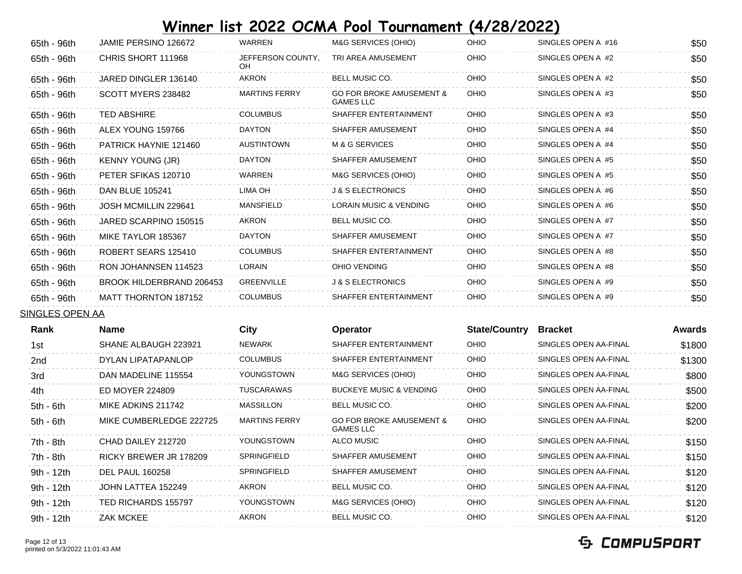# Winner list 2022 OCMA Pool Tournament (4/28/2022)

| | | | | | | |
|---|---|---|---|---|---|---|
| 65th - 96th | JAMIE PERSINO 126672 | WARREN | M&G SERVICES (OHIO) | OHIO | SINGLES OPEN A #16 | $50 |
| 65th - 96th | CHRIS SHORT 111968 | JEFFERSON COUNTY, OH | TRI AREA AMUSEMENT | OHIO | SINGLES OPEN A #2 | $50 |
| 65th - 96th | JARED DINGLER 136140 | AKRON | BELL MUSIC CO. | OHIO | SINGLES OPEN A #2 | $50 |
| 65th - 96th | SCOTT MYERS 238482 | MARTINS FERRY | GO FOR BROKE AMUSEMENT & GAMES LLC | OHIO | SINGLES OPEN A #3 | $50 |
| 65th - 96th | TED ABSHIRE | COLUMBUS | SHAFFER ENTERTAINMENT | OHIO | SINGLES OPEN A #3 | $50 |
| 65th - 96th | ALEX YOUNG 159766 | DAYTON | SHAFFER AMUSEMENT | OHIO | SINGLES OPEN A #4 | $50 |
| 65th - 96th | PATRICK HAYNIE 121460 | AUSTINTOWN | M & G SERVICES | OHIO | SINGLES OPEN A #4 | $50 |
| 65th - 96th | KENNY YOUNG (JR) | DAYTON | SHAFFER AMUSEMENT | OHIO | SINGLES OPEN A #5 | $50 |
| 65th - 96th | PETER SFIKAS 120710 | WARREN | M&G SERVICES (OHIO) | OHIO | SINGLES OPEN A #5 | $50 |
| 65th - 96th | DAN BLUE 105241 | LIMA OH | J & S ELECTRONICS | OHIO | SINGLES OPEN A #6 | $50 |
| 65th - 96th | JOSH MCMILLIN 229641 | MANSFIELD | LORAIN MUSIC & VENDING | OHIO | SINGLES OPEN A #6 | $50 |
| 65th - 96th | JARED SCARPINO 150515 | AKRON | BELL MUSIC CO. | OHIO | SINGLES OPEN A #7 | $50 |
| 65th - 96th | MIKE TAYLOR 185367 | DAYTON | SHAFFER AMUSEMENT | OHIO | SINGLES OPEN A #7 | $50 |
| 65th - 96th | ROBERT SEARS 125410 | COLUMBUS | SHAFFER ENTERTAINMENT | OHIO | SINGLES OPEN A #8 | $50 |
| 65th - 96th | RON JOHANNSEN 114523 | LORAIN | OHIO VENDING | OHIO | SINGLES OPEN A #8 | $50 |
| 65th - 96th | BROOK HILDERBRAND 206453 | GREENVILLE | J & S ELECTRONICS | OHIO | SINGLES OPEN A #9 | $50 |
| 65th - 96th | MATT THORNTON 187152 | COLUMBUS | SHAFFER ENTERTAINMENT | OHIO | SINGLES OPEN A #9 | $50 |

SINGLES OPEN AA

| Rank | Name | City | Operator | State/Country | Bracket | Awards |
|---|---|---|---|---|---|---|
| 1st | SHANE ALBAUGH 223921 | NEWARK | SHAFFER ENTERTAINMENT | OHIO | SINGLES OPEN AA-FINAL | $1800 |
| 2nd | DYLAN LIPATAPANLOP | COLUMBUS | SHAFFER ENTERTAINMENT | OHIO | SINGLES OPEN AA-FINAL | $1300 |
| 3rd | DAN MADELINE 115554 | YOUNGSTOWN | M&G SERVICES (OHIO) | OHIO | SINGLES OPEN AA-FINAL | $800 |
| 4th | ED MOYER 224809 | TUSCARAWAS | BUCKEYE MUSIC & VENDING | OHIO | SINGLES OPEN AA-FINAL | $500 |
| 5th - 6th | MIKE ADKINS 211742 | MASSILLON | BELL MUSIC CO. | OHIO | SINGLES OPEN AA-FINAL | $200 |
| 5th - 6th | MIKE CUMBERLEDGE 222725 | MARTINS FERRY | GO FOR BROKE AMUSEMENT & GAMES LLC | OHIO | SINGLES OPEN AA-FINAL | $200 |
| 7th - 8th | CHAD DAILEY 212720 | YOUNGSTOWN | ALCO MUSIC | OHIO | SINGLES OPEN AA-FINAL | $150 |
| 7th - 8th | RICKY BREWER JR 178209 | SPRINGFIELD | SHAFFER AMUSEMENT | OHIO | SINGLES OPEN AA-FINAL | $150 |
| 9th - 12th | DEL PAUL 160258 | SPRINGFIELD | SHAFFER AMUSEMENT | OHIO | SINGLES OPEN AA-FINAL | $120 |
| 9th - 12th | JOHN LATTEA 152249 | AKRON | BELL MUSIC CO. | OHIO | SINGLES OPEN AA-FINAL | $120 |
| 9th - 12th | TED RICHARDS 155797 | YOUNGSTOWN | M&G SERVICES (OHIO) | OHIO | SINGLES OPEN AA-FINAL | $120 |
| 9th - 12th | ZAK MCKEE | AKRON | BELL MUSIC CO. | OHIO | SINGLES OPEN AA-FINAL | $120 |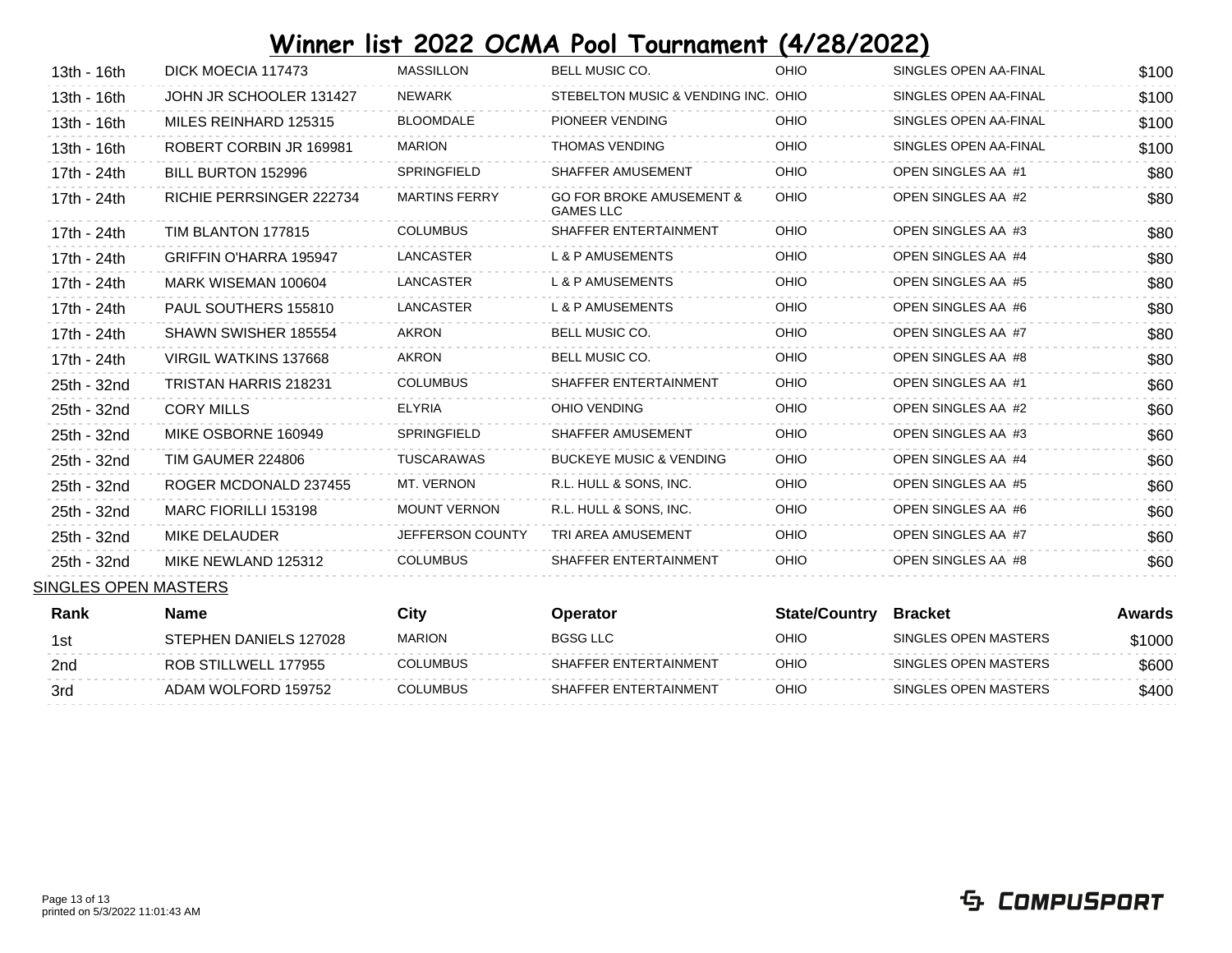# Winner list 2022 OCMA Pool Tournament (4/28/2022)

| | | | | | | |
|---|---|---|---|---|---|---|
| 13th - 16th | DICK MOECIA 117473 | MASSILLON | BELL MUSIC CO. | OHIO | SINGLES OPEN AA-FINAL | $100 |
| 13th - 16th | JOHN JR SCHOOLER 131427 | NEWARK | STEBELTON MUSIC & VENDING INC. | OHIO | SINGLES OPEN AA-FINAL | $100 |
| 13th - 16th | MILES REINHARD 125315 | BLOOMDALE | PIONEER VENDING | OHIO | SINGLES OPEN AA-FINAL | $100 |
| 13th - 16th | ROBERT CORBIN JR 169981 | MARION | THOMAS VENDING | OHIO | SINGLES OPEN AA-FINAL | $100 |
| 17th - 24th | BILL BURTON 152996 | SPRINGFIELD | SHAFFER AMUSEMENT | OHIO | OPEN SINGLES AA #1 | $80 |
| 17th - 24th | RICHIE PERRSINGER 222734 | MARTINS FERRY | GO FOR BROKE AMUSEMENT & GAMES LLC | OHIO | OPEN SINGLES AA #2 | $80 |
| 17th - 24th | TIM BLANTON 177815 | COLUMBUS | SHAFFER ENTERTAINMENT | OHIO | OPEN SINGLES AA #3 | $80 |
| 17th - 24th | GRIFFIN O'HARRA 195947 | LANCASTER | L & P AMUSEMENTS | OHIO | OPEN SINGLES AA #4 | $80 |
| 17th - 24th | MARK WISEMAN 100604 | LANCASTER | L & P AMUSEMENTS | OHIO | OPEN SINGLES AA #5 | $80 |
| 17th - 24th | PAUL SOUTHERS 155810 | LANCASTER | L & P AMUSEMENTS | OHIO | OPEN SINGLES AA #6 | $80 |
| 17th - 24th | SHAWN SWISHER 185554 | AKRON | BELL MUSIC CO. | OHIO | OPEN SINGLES AA #7 | $80 |
| 17th - 24th | VIRGIL WATKINS 137668 | AKRON | BELL MUSIC CO. | OHIO | OPEN SINGLES AA #8 | $80 |
| 25th - 32nd | TRISTAN HARRIS 218231 | COLUMBUS | SHAFFER ENTERTAINMENT | OHIO | OPEN SINGLES AA #1 | $60 |
| 25th - 32nd | CORY MILLS | ELYRIA | OHIO VENDING | OHIO | OPEN SINGLES AA #2 | $60 |
| 25th - 32nd | MIKE OSBORNE 160949 | SPRINGFIELD | SHAFFER AMUSEMENT | OHIO | OPEN SINGLES AA #3 | $60 |
| 25th - 32nd | TIM GAUMER 224806 | TUSCARAWAS | BUCKEYE MUSIC & VENDING | OHIO | OPEN SINGLES AA #4 | $60 |
| 25th - 32nd | ROGER MCDONALD 237455 | MT. VERNON | R.L. HULL & SONS, INC. | OHIO | OPEN SINGLES AA #5 | $60 |
| 25th - 32nd | MARC FIORILLI 153198 | MOUNT VERNON | R.L. HULL & SONS, INC. | OHIO | OPEN SINGLES AA #6 | $60 |
| 25th - 32nd | MIKE DELAUDER | JEFFERSON COUNTY | TRI AREA AMUSEMENT | OHIO | OPEN SINGLES AA #7 | $60 |
| 25th - 32nd | MIKE NEWLAND 125312 | COLUMBUS | SHAFFER ENTERTAINMENT | OHIO | OPEN SINGLES AA #8 | $60 |

SINGLES OPEN MASTERS

| Rank | Name | City | Operator | State/Country | Bracket | Awards |
|---|---|---|---|---|---|---|
| 1st | STEPHEN DANIELS 127028 | MARION | BGSG LLC | OHIO | SINGLES OPEN MASTERS | $1000 |
| 2nd | ROB STILLWELL 177955 | COLUMBUS | SHAFFER ENTERTAINMENT | OHIO | SINGLES OPEN MASTERS | $600 |
| 3rd | ADAM WOLFORD 159752 | COLUMBUS | SHAFFER ENTERTAINMENT | OHIO | SINGLES OPEN MASTERS | $400 |

printed on 5/3/2022 11:01:43 AM

COMPUSPORT